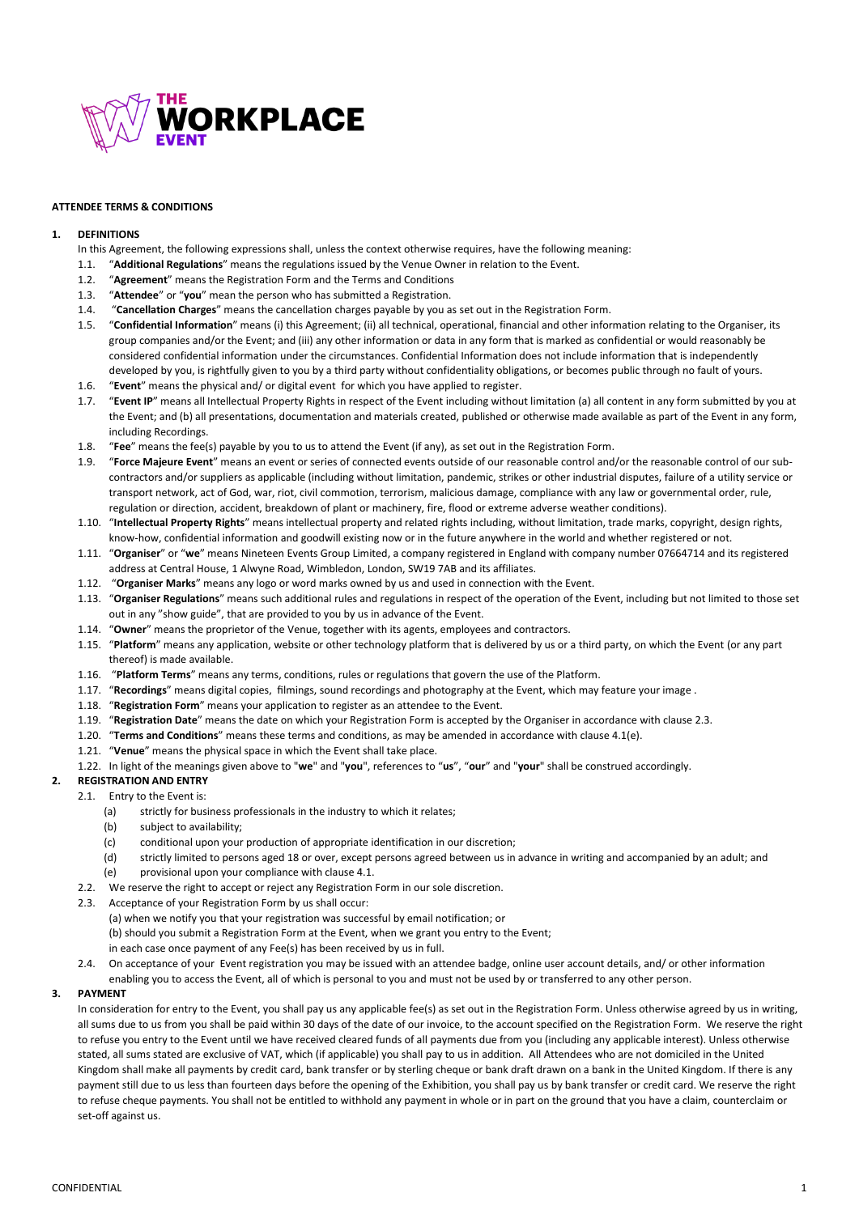**THE WORKPLACE EVENT**

**ATTENDEE TERMS & CONDITIONS**

**1. DEFINITIONS**

In this Agreement, the following expressions shall, unless the context otherwise requires, have the following meaning:

1.1. "**Additional Regulations**" means the regulations issued by the Venue Owner in relation to the Event.

1.2. "**Agreement**" means the Registration Form and the Terms and Conditions

1.3. "**Attendee**" or "**you**" mean the person who has submitted a Registration.

1.4. "**Cancellation Charges**" means the cancellation charges payable by you as set out in the Registration Form.

1.5. "**Confidential Information**" means (i) this Agreement; (ii) all technical, operational, financial and other information relating to the Organiser, its group companies and/or the Event; and (iii) any other information or data in any form that is marked as confidential or would reasonably be considered confidential information under the circumstances. Confidential Information does not include information that is independently developed by you, is rightfully given to you by a third party without confidentiality obligations, or becomes public through no fault of yours.

1.6. "**Event**" means the physical and/ or digital event for which you have applied to register.

1.7. "**Event IP**" means all Intellectual Property Rights in respect of the Event including without limitation (a) all content in any form submitted by you at the Event; and (b) all presentations, documentation and materials created, published or otherwise made available as part of the Event in any form, including Recordings.

1.8. "**Fee**" means the fee(s) payable by you to us to attend the Event (if any), as set out in the Registration Form.

1.9. "**Force Majeure Event**" means an event or series of connected events outside of our reasonable control and/or the reasonable control of our sub-contractors and/or suppliers as applicable (including without limitation, pandemic, strikes or other industrial disputes, failure of a utility service or transport network, act of God, war, riot, civil commotion, terrorism, malicious damage, compliance with any law or governmental order, rule, regulation or direction, accident, breakdown of plant or machinery, fire, flood or extreme adverse weather conditions).

1.10. "**Intellectual Property Rights**" means intellectual property and related rights including, without limitation, trade marks, copyright, design rights, know-how, confidential information and goodwill existing now or in the future anywhere in the world and whether registered or not.

1.11. "**Organiser**" or "**we**" means Nineteen Events Group Limited, a company registered in England with company number 07664714 and its registered address at Central House, 1 Alwyne Road, Wimbledon, London, SW19 7AB and its affiliates.

1.12. "**Organiser Marks**" means any logo or word marks owned by us and used in connection with the Event.

1.13. "**Organiser Regulations**" means such additional rules and regulations in respect of the operation of the Event, including but not limited to those set out in any "show guide", that are provided to you by us in advance of the Event.

1.14. "**Owner**" means the proprietor of the Venue, together with its agents, employees and contractors.

1.15. "**Platform**" means any application, website or other technology platform that is delivered by us or a third party, on which the Event (or any part thereof) is made available.

1.16. "**Platform Terms**" means any terms, conditions, rules or regulations that govern the use of the Platform.

1.17. "**Recordings**" means digital copies, filmings, sound recordings and photography at the Event, which may feature your image .

1.18. "**Registration Form**" means your application to register as an attendee to the Event.

1.19. "**Registration Date**" means the date on which your Registration Form is accepted by the Organiser in accordance with clause 2.3.

1.20. "**Terms and Conditions**" means these terms and conditions, as may be amended in accordance with clause 4.1(e).

1.21. "**Venue**" means the physical space in which the Event shall take place.

1.22. In light of the meanings given above to "**we**" and "**you**", references to "**us**", "**our**" and "**your**" shall be construed accordingly.

**2. REGISTRATION AND ENTRY**

2.1. Entry to the Event is:

(a) strictly for business professionals in the industry to which it relates;

(b) subject to availability;

(c) conditional upon your production of appropriate identification in our discretion;

(d) strictly limited to persons aged 18 or over, except persons agreed between us in advance in writing and accompanied by an adult; and

(e) provisional upon your compliance with clause 4.1.

2.2. We reserve the right to accept or reject any Registration Form in our sole discretion.

2.3. Acceptance of your Registration Form by us shall occur:

(a) when we notify you that your registration was successful by email notification; or

(b) should you submit a Registration Form at the Event, when we grant you entry to the Event;

in each case once payment of any Fee(s) has been received by us in full.

2.4. On acceptance of your Event registration you may be issued with an attendee badge, online user account details, and/ or other information enabling you to access the Event, all of which is personal to you and must not be used by or transferred to any other person.

**3. PAYMENT**

In consideration for entry to the Event, you shall pay us any applicable fee(s) as set out in the Registration Form. Unless otherwise agreed by us in writing, all sums due to us from you shall be paid within 30 days of the date of our invoice, to the account specified on the Registration Form. We reserve the right to refuse you entry to the Event until we have received cleared funds of all payments due from you (including any applicable interest). Unless otherwise stated, all sums stated are exclusive of VAT, which (if applicable) you shall pay to us in addition. All Attendees who are not domiciled in the United Kingdom shall make all payments by credit card, bank transfer or by sterling cheque or bank draft drawn on a bank in the United Kingdom. If there is any payment still due to us less than fourteen days before the opening of the Exhibition, you shall pay us by bank transfer or credit card. We reserve the right to refuse cheque payments. You shall not be entitled to withhold any payment in whole or in part on the ground that you have a claim, counterclaim or set-off against us.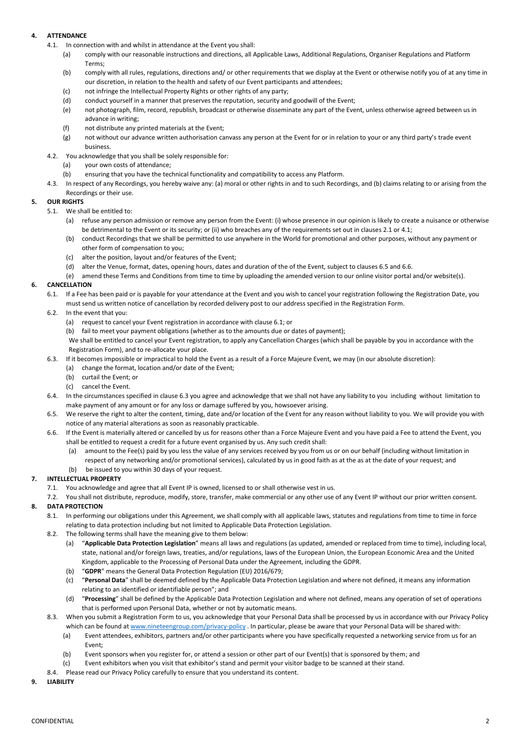**4. ATTENDANCE**

4.1. In connection with and whilst in attendance at the Event you shall:

(a) comply with our reasonable instructions and directions, all Applicable Laws, Additional Regulations, Organiser Regulations and Platform Terms;

(b) comply with all rules, regulations, directions and/ or other requirements that we display at the Event or otherwise notify you of at any time in our discretion, in relation to the health and safety of our Event participants and attendees;

(c) not infringe the Intellectual Property Rights or other rights of any party;

(d) conduct yourself in a manner that preserves the reputation, security and goodwill of the Event;

(e) not photograph, film, record, republish, broadcast or otherwise disseminate any part of the Event, unless otherwise agreed between us in advance in writing;

(f) not distribute any printed materials at the Event;

(g) not without our advance written authorisation canvass any person at the Event for or in relation to your or any third party's trade event business.

4.2. You acknowledge that you shall be solely responsible for:

(a) your own costs of attendance;

(b) ensuring that you have the technical functionality and compatibility to access any Platform.

4.3. In respect of any Recordings, you hereby waive any: (a) moral or other rights in and to such Recordings, and (b) claims relating to or arising from the Recordings or their use.

**5. OUR RIGHTS**

5.1. We shall be entitled to:

(a) refuse any person admission or remove any person from the Event: (i) whose presence in our opinion is likely to create a nuisance or otherwise be detrimental to the Event or its security; or (ii) who breaches any of the requirements set out in clauses 2.1 or 4.1;

(b) conduct Recordings that we shall be permitted to use anywhere in the World for promotional and other purposes, without any payment or other form of compensation to you;

(c) alter the position, layout and/or features of the Event;

(d) alter the Venue, format, dates, opening hours, dates and duration of the of the Event, subject to clauses 6.5 and 6.6.

(e) amend these Terms and Conditions from time to time by uploading the amended version to our online visitor portal and/or website(s).

**6. CANCELLATION**

6.1. If a Fee has been paid or is payable for your attendance at the Event and you wish to cancel your registration following the Registration Date, you must send us written notice of cancellation by recorded delivery post to our address specified in the Registration Form.

6.2. In the event that you:

(a) request to cancel your Event registration in accordance with clause 6.1; or

(b) fail to meet your payment obligations (whether as to the amounts due or dates of payment);

We shall be entitled to cancel your Event registration, to apply any Cancellation Charges (which shall be payable by you in accordance with the Registration Form), and to re-allocate your place.

6.3. If it becomes impossible or impractical to hold the Event as a result of a Force Majeure Event, we may (in our absolute discretion):

(a) change the format, location and/or date of the Event;

(b) curtail the Event; or

(c) cancel the Event.

6.4. In the circumstances specified in clause 6.3 you agree and acknowledge that we shall not have any liability to you including without limitation to make payment of any amount or for any loss or damage suffered by you, howsoever arising.

6.5. We reserve the right to alter the content, timing, date and/or location of the Event for any reason without liability to you. We will provide you with notice of any material alterations as soon as reasonably practicable.

6.6. If the Event is materially altered or cancelled by us for reasons other than a Force Majeure Event and you have paid a Fee to attend the Event, you shall be entitled to request a credit for a future event organised by us. Any such credit shall:

(a) amount to the Fee(s) paid by you less the value of any services received by you from us or on our behalf (including without limitation in respect of any networking and/or promotional services), calculated by us in good faith as at the as at the date of your request; and

(b) be issued to you within 30 days of your request.

**7. INTELLECTUAL PROPERTY**

7.1. You acknowledge and agree that all Event IP is owned, licensed to or shall otherwise vest in us.

7.2. You shall not distribute, reproduce, modify, store, transfer, make commercial or any other use of any Event IP without our prior written consent.

**8. DATA PROTECTION**

8.1. In performing our obligations under this Agreement, we shall comply with all applicable laws, statutes and regulations from time to time in force relating to data protection including but not limited to Applicable Data Protection Legislation.

8.2. The following terms shall have the meaning give to them below:

(a) "**Applicable Data Protection Legislation**" means all laws and regulations (as updated, amended or replaced from time to time), including local, state, national and/or foreign laws, treaties, and/or regulations, laws of the European Union, the European Economic Area and the United Kingdom, applicable to the Processing of Personal Data under the Agreement, including the GDPR.

(b) "**GDPR**" means the General Data Protection Regulation (EU) 2016/679;

(c) "**Personal Data**" shall be deemed defined by the Applicable Data Protection Legislation and where not defined, it means any information relating to an identified or identifiable person"; and

(d) "**Processing**" shall be defined by the Applicable Data Protection Legislation and where not defined, means any operation of set of operations that is performed upon Personal Data, whether or not by automatic means.

8.3. When you submit a Registration Form to us, you acknowledge that your Personal Data shall be processed by us in accordance with our Privacy Policy which can be found at www.nineteengroup.com/privacy-policy . In particular, please be aware that your Personal Data will be shared with:

(a) Event attendees, exhibitors, partners and/or other participants where you have specifically requested a networking service from us for an Event;

(b) Event sponsors when you register for, or attend a session or other part of our Event(s) that is sponsored by them; and

(c) Event exhibitors when you visit that exhibitor's stand and permit your visitor badge to be scanned at their stand.

8.4. Please read our Privacy Policy carefully to ensure that you understand its content.

**9. LIABILITY**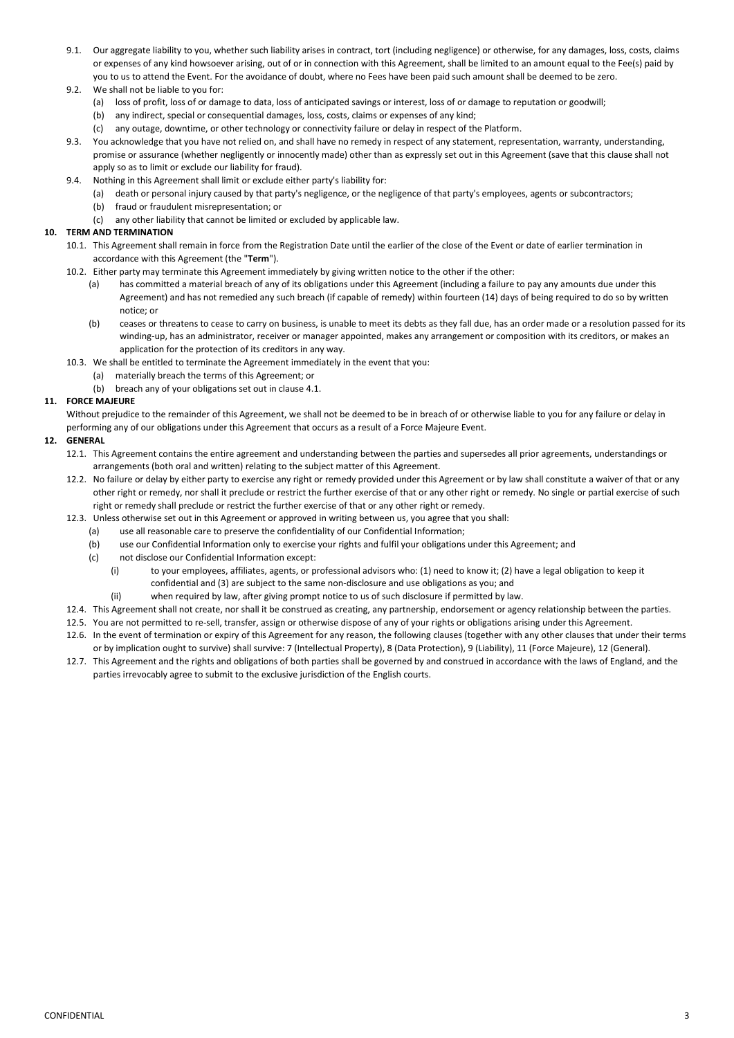9.1. Our aggregate liability to you, whether such liability arises in contract, tort (including negligence) or otherwise, for any damages, loss, costs, claims or expenses of any kind howsoever arising, out of or in connection with this Agreement, shall be limited to an amount equal to the Fee(s) paid by you to us to attend the Event. For the avoidance of doubt, where no Fees have been paid such amount shall be deemed to be zero.

9.2. We shall not be liable to you for:

- (a) loss of profit, loss of or damage to data, loss of anticipated savings or interest, loss of or damage to reputation or goodwill;
- (b) any indirect, special or consequential damages, loss, costs, claims or expenses of any kind;
- (c) any outage, downtime, or other technology or connectivity failure or delay in respect of the Platform.

9.3. You acknowledge that you have not relied on, and shall have no remedy in respect of any statement, representation, warranty, understanding, promise or assurance (whether negligently or innocently made) other than as expressly set out in this Agreement (save that this clause shall not apply so as to limit or exclude our liability for fraud).

9.4. Nothing in this Agreement shall limit or exclude either party's liability for:

- (a) death or personal injury caused by that party's negligence, or the negligence of that party's employees, agents or subcontractors;
- (b) fraud or fraudulent misrepresentation; or
- (c) any other liability that cannot be limited or excluded by applicable law.

## 10. TERM AND TERMINATION

10.1. This Agreement shall remain in force from the Registration Date until the earlier of the close of the Event or date of earlier termination in accordance with this Agreement (the "**Term**").

10.2. Either party may terminate this Agreement immediately by giving written notice to the other if the other:

- (a) has committed a material breach of any of its obligations under this Agreement (including a failure to pay any amounts due under this Agreement) and has not remedied any such breach (if capable of remedy) within fourteen (14) days of being required to do so by written notice; or
- (b) ceases or threatens to cease to carry on business, is unable to meet its debts as they fall due, has an order made or a resolution passed for its winding-up, has an administrator, receiver or manager appointed, makes any arrangement or composition with its creditors, or makes an application for the protection of its creditors in any way.

10.3. We shall be entitled to terminate the Agreement immediately in the event that you:

- (a) materially breach the terms of this Agreement; or
- (b) breach any of your obligations set out in clause 4.1.

## 11. FORCE MAJEURE

Without prejudice to the remainder of this Agreement, we shall not be deemed to be in breach of or otherwise liable to you for any failure or delay in performing any of our obligations under this Agreement that occurs as a result of a Force Majeure Event.

## 12. GENERAL

12.1. This Agreement contains the entire agreement and understanding between the parties and supersedes all prior agreements, understandings or arrangements (both oral and written) relating to the subject matter of this Agreement.

12.2. No failure or delay by either party to exercise any right or remedy provided under this Agreement or by law shall constitute a waiver of that or any other right or remedy, nor shall it preclude or restrict the further exercise of that or any other right or remedy. No single or partial exercise of such right or remedy shall preclude or restrict the further exercise of that or any other right or remedy.

12.3. Unless otherwise set out in this Agreement or approved in writing between us, you agree that you shall:

- (a) use all reasonable care to preserve the confidentiality of our Confidential Information;
- (b) use our Confidential Information only to exercise your rights and fulfil your obligations under this Agreement; and
- (c) not disclose our Confidential Information except:
  - (i) to your employees, affiliates, agents, or professional advisors who: (1) need to know it; (2) have a legal obligation to keep it confidential and (3) are subject to the same non-disclosure and use obligations as you; and
  - (ii) when required by law, after giving prompt notice to us of such disclosure if permitted by law.

12.4. This Agreement shall not create, nor shall it be construed as creating, any partnership, endorsement or agency relationship between the parties.

12.5. You are not permitted to re-sell, transfer, assign or otherwise dispose of any of your rights or obligations arising under this Agreement.

12.6. In the event of termination or expiry of this Agreement for any reason, the following clauses (together with any other clauses that under their terms or by implication ought to survive) shall survive: 7 (Intellectual Property), 8 (Data Protection), 9 (Liability), 11 (Force Majeure), 12 (General).

12.7. This Agreement and the rights and obligations of both parties shall be governed by and construed in accordance with the laws of England, and the parties irrevocably agree to submit to the exclusive jurisdiction of the English courts.